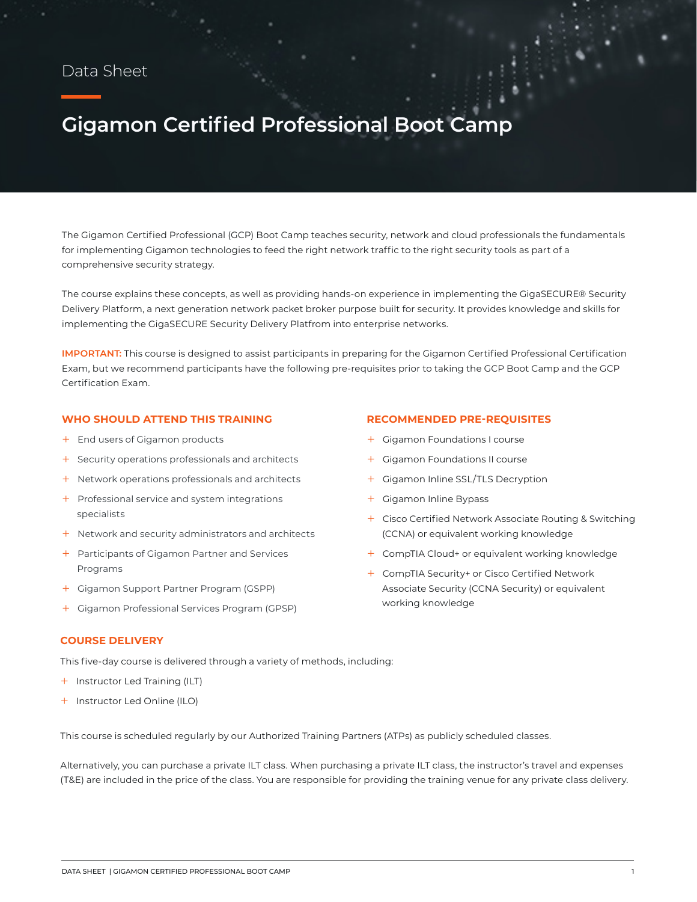Data Sheet

# Gigamon Certified Professional Boot Camp

The Gigamon Certified Professional (GCP) Boot Camp teaches security, network and cloud professionals the fundamentals for implementing Gigamon technologies to feed the right network traffic to the right security tools as part of a comprehensive security strategy.

The course explains these concepts, as well as providing hands-on experience in implementing the GigaSECURE® Security Delivery Platform, a next generation network packet broker purpose built for security. It provides knowledge and skills for implementing the GigaSECURE Security Delivery Platfrom into enterprise networks.

**IMPORTANT:** This course is designed to assist participants in preparing for the Gigamon Certified Professional Certification Exam, but we recommend participants have the following pre-requisites prior to taking the GCP Boot Camp and the GCP Certification Exam.

## WHO SHOULD ATTEND THIS TRAINING

- End users of Gigamon products
- Security operations professionals and architects
- Network operations professionals and architects
- Professional service and system integrations specialists
- Network and security administrators and architects
- Participants of Gigamon Partner and Services Programs
- Gigamon Support Partner Program (GSPP)
- Gigamon Professional Services Program (GPSP)

## RECOMMENDED PRE-REQUISITES

- Gigamon Foundations I course
- Gigamon Foundations II course
- Gigamon Inline SSL/TLS Decryption
- Gigamon Inline Bypass
- Cisco Certified Network Associate Routing & Switching (CCNA) or equivalent working knowledge
- CompTIA Cloud+ or equivalent working knowledge
- CompTIA Security+ or Cisco Certified Network Associate Security (CCNA Security) or equivalent working knowledge

## COURSE DELIVERY

This five-day course is delivered through a variety of methods, including:

- Instructor Led Training (ILT)
- Instructor Led Online (ILO)

This course is scheduled regularly by our Authorized Training Partners (ATPs) as publicly scheduled classes.

Alternatively, you can purchase a private ILT class. When purchasing a private ILT class, the instructor's travel and expenses (T&E) are included in the price of the class. You are responsible for providing the training venue for any private class delivery.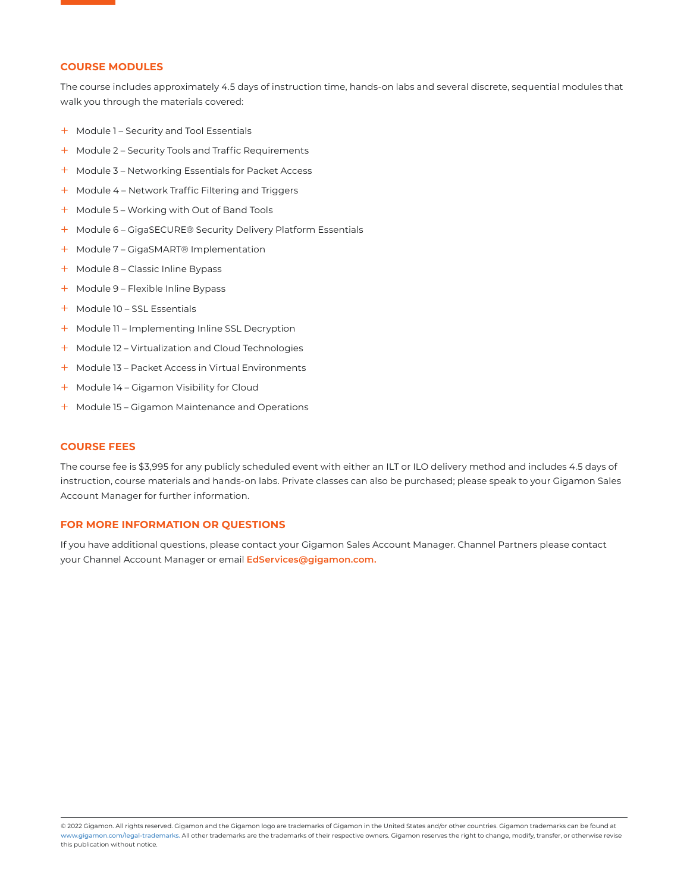## COURSE MODULES

The course includes approximately 4.5 days of instruction time, hands-on labs and several discrete, sequential modules that walk you through the materials covered:

- Module 1 – Security and Tool Essentials
- Module 2 – Security Tools and Traffic Requirements
- Module 3 – Networking Essentials for Packet Access
- Module 4 – Network Traffic Filtering and Triggers
- Module 5 – Working with Out of Band Tools
- Module 6 – GigaSECURE® Security Delivery Platform Essentials
- Module 7 – GigaSMART® Implementation
- Module 8 – Classic Inline Bypass
- Module 9 – Flexible Inline Bypass
- Module 10 – SSL Essentials
- Module 11 – Implementing Inline SSL Decryption
- Module 12 – Virtualization and Cloud Technologies
- Module 13 – Packet Access in Virtual Environments
- Module 14 – Gigamon Visibility for Cloud
- Module 15 – Gigamon Maintenance and Operations

## COURSE FEES

The course fee is $3,995 for any publicly scheduled event with either an ILT or ILO delivery method and includes 4.5 days of instruction, course materials and hands-on labs. Private classes can also be purchased; please speak to your Gigamon Sales Account Manager for further information.

## FOR MORE INFORMATION OR QUESTIONS

If you have additional questions, please contact your Gigamon Sales Account Manager. Channel Partners please contact your Channel Account Manager or email **EdServices@gigamon.com.**

© 2022 Gigamon. All rights reserved. Gigamon and the Gigamon logo are trademarks of Gigamon in the United States and/or other countries. Gigamon trademarks can be found at www.gigamon.com/legal-trademarks. All other trademarks are the trademarks of their respective owners. Gigamon reserves the right to change, modify, transfer, or otherwise revise this publication without notice.